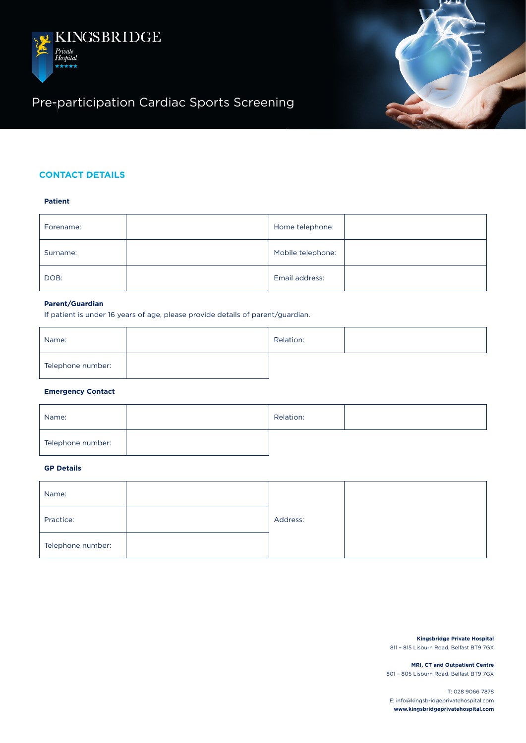KINGSBRIDGE

*Private Hospital*

# Pre-participation Cardiac Sports Screening

## CONTACT DETAILS

### Patient

| Forename: | | Home telephone: | |
|---|---|---|---|
| Surname: | | Mobile telephone: | |
| DOB: | | Email address: | |

### Parent/Guardian

If patient is under 16 years of age, please provide details of parent/guardian.

| Name: | | Relation: | |
|---|---|---|---|
| Telephone number: | | | |

### Emergency Contact

| Name: | | Relation: | |
|---|---|---|---|
| Telephone number: | | | |

### GP Details

| Name: | | Address: | |
|---|---|---|---|
| Practice: | | | |
| Telephone number: | | | |

**Kingsbridge Private Hospital**
811 – 815 Lisburn Road, Belfast BT9 7GX

**MRI, CT and Outpatient Centre**
801 – 805 Lisburn Road, Belfast BT9 7GX

T: 028 9066 7878
E: info@kingsbridgeprivatehospital.com
**www.kingsbridgeprivatehospital.com**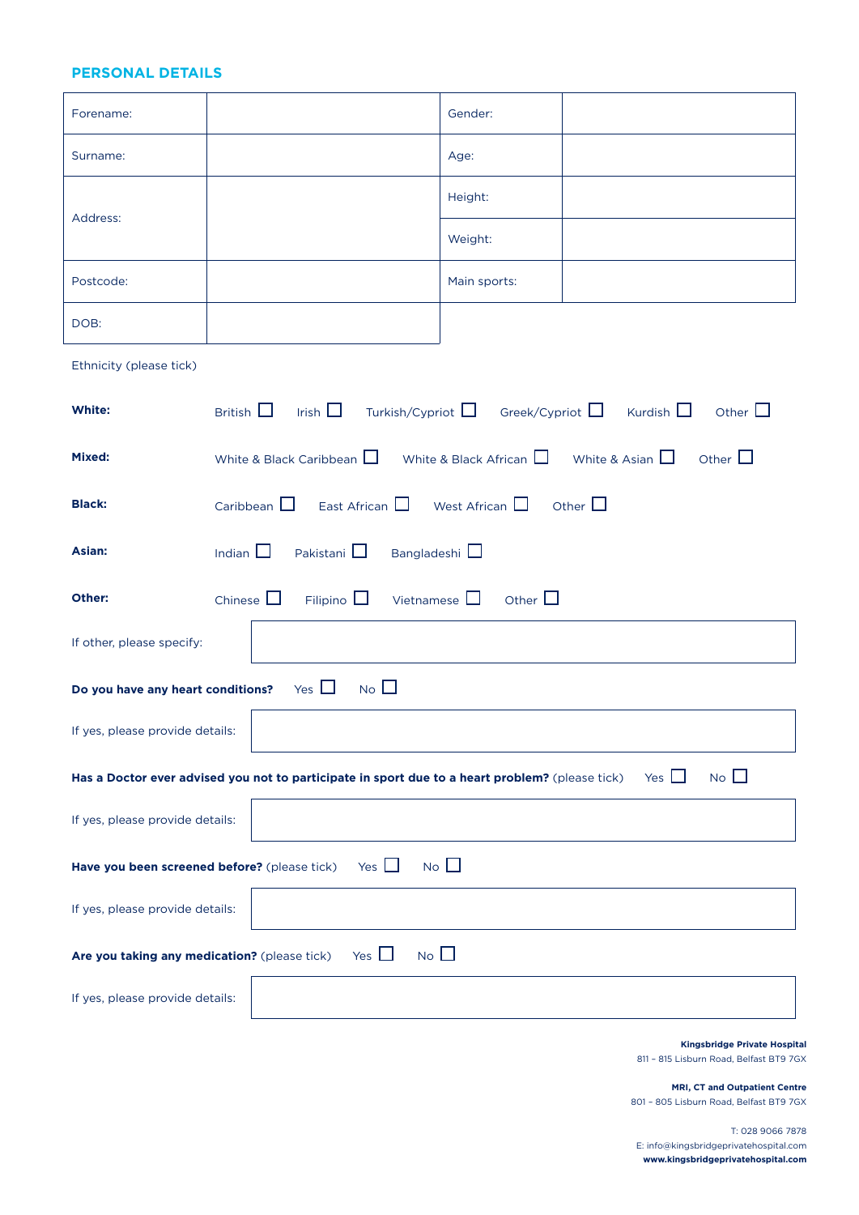## PERSONAL DETAILS

| Forename: | | Gender: | |
|---|---|---|---|
| Surname: | | Age: | |
| Address: | | Height: | |
| | | Weight: | |
| Postcode: | | Main sports: | |
| DOB: | | | |

Ethnicity (please tick)

**White:** British ☐ Irish ☐ Turkish/Cypriot ☐ Greek/Cypriot ☐ Kurdish ☐ Other ☐

**Mixed:** White & Black Caribbean ☐ White & Black African ☐ White & Asian ☐ Other ☐

**Black:** Caribbean ☐ East African ☐ West African ☐ Other ☐

**Asian:** Indian ☐ Pakistani ☐ Bangladeshi ☐

**Other:** Chinese ☐ Filipino ☐ Vietnamese ☐ Other ☐

If other, please specify:

**Do you have any heart conditions?** Yes ☐ No ☐

If yes, please provide details:

**Has a Doctor ever advised you not to participate in sport due to a heart problem?** (please tick) Yes ☐ No ☐

If yes, please provide details:

**Have you been screened before?** (please tick) Yes ☐ No ☐

If yes, please provide details:

**Are you taking any medication?** (please tick) Yes ☐ No ☐

If yes, please provide details:

**Kingsbridge Private Hospital**
811 – 815 Lisburn Road, Belfast BT9 7GX

**MRI, CT and Outpatient Centre**
801 – 805 Lisburn Road, Belfast BT9 7GX

T: 028 9066 7878
E: info@kingsbridgeprivatehospital.com
**www.kingsbridgeprivatehospital.com**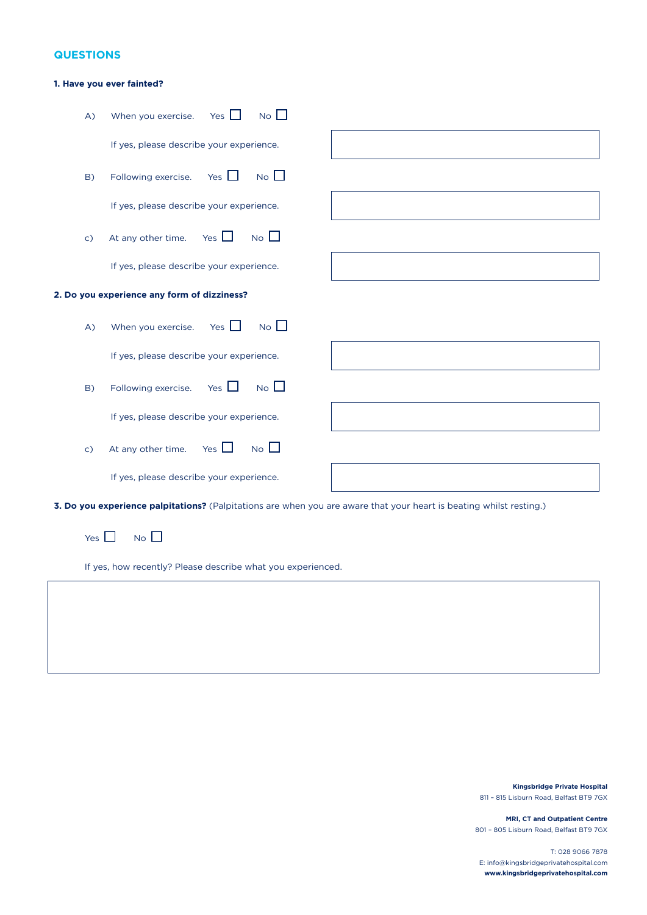## QUESTIONS

**1. Have you ever fainted?**

A) When you exercise. Yes ☐ No ☐

If yes, please describe your experience.

B) Following exercise. Yes ☐ No ☐

If yes, please describe your experience.

c) At any other time. Yes ☐ No ☐

If yes, please describe your experience.

**2. Do you experience any form of dizziness?**

A) When you exercise. Yes ☐ No ☐

If yes, please describe your experience.

B) Following exercise. Yes ☐ No ☐

If yes, please describe your experience.

c) At any other time. Yes ☐ No ☐

If yes, please describe your experience.

**3. Do you experience palpitations?** (Palpitations are when you are aware that your heart is beating whilst resting.)

Yes ☐ No ☐

If yes, how recently? Please describe what you experienced.

**Kingsbridge Private Hospital**
811 – 815 Lisburn Road, Belfast BT9 7GX

**MRI, CT and Outpatient Centre**
801 – 805 Lisburn Road, Belfast BT9 7GX

T: 028 9066 7878
E: info@kingsbridgeprivatehospital.com
**www.kingsbridgeprivatehospital.com**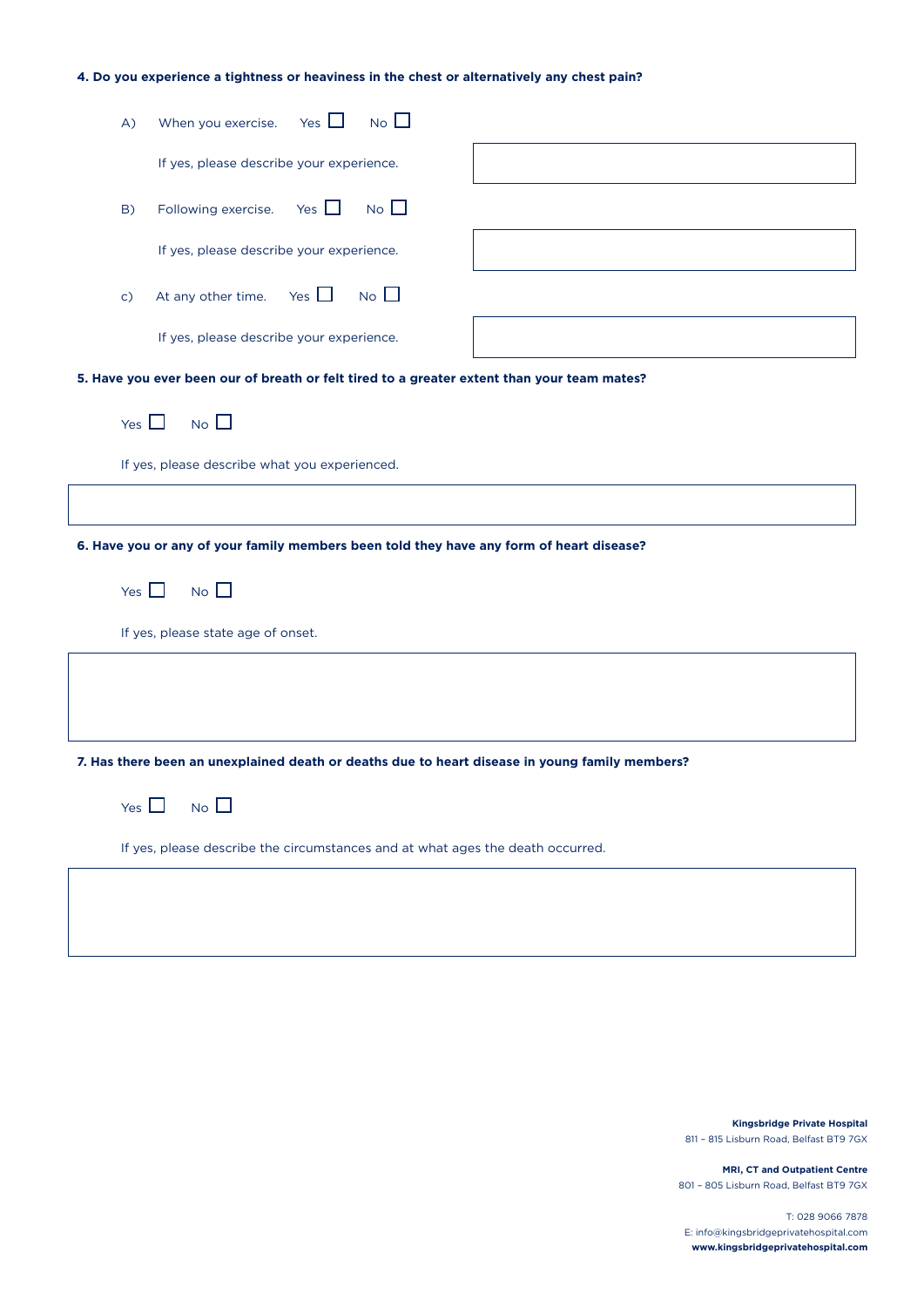**4. Do you experience a tightness or heaviness in the chest or alternatively any chest pain?**

A) When you exercise. Yes ☐ No ☐

If yes, please describe your experience.

B) Following exercise. Yes ☐ No ☐

If yes, please describe your experience.

c) At any other time. Yes ☐ No ☐

If yes, please describe your experience.

**5. Have you ever been our of breath or felt tired to a greater extent than your team mates?**

Yes ☐ No ☐

If yes, please describe what you experienced.

**6. Have you or any of your family members been told they have any form of heart disease?**

Yes ☐ No ☐

If yes, please state age of onset.

**7. Has there been an unexplained death or deaths due to heart disease in young family members?**

Yes ☐ No ☐

If yes, please describe the circumstances and at what ages the death occurred.

**Kingsbridge Private Hospital**
811 – 815 Lisburn Road, Belfast BT9 7GX

**MRI, CT and Outpatient Centre**
801 – 805 Lisburn Road, Belfast BT9 7GX

T: 028 9066 7878
E: info@kingsbridgeprivatehospital.com
**www.kingsbridgeprivatehospital.com**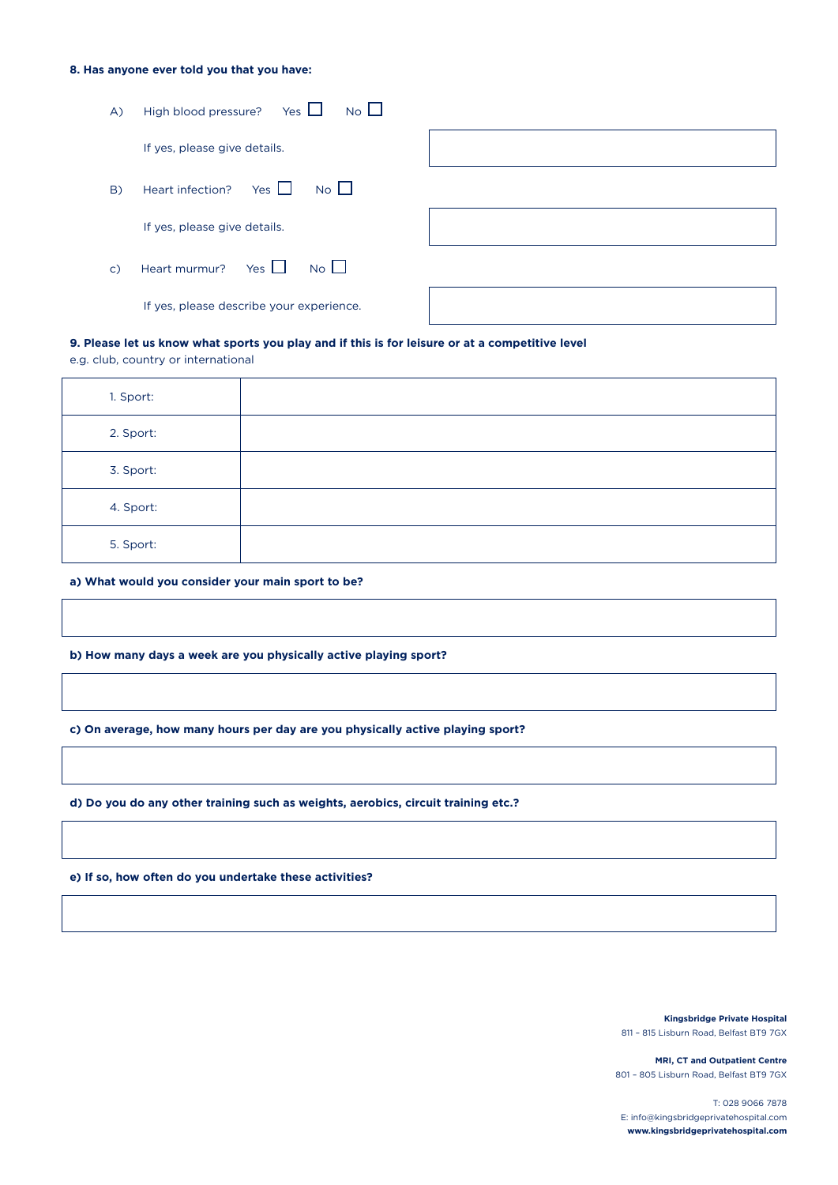**8. Has anyone ever told you that you have:**

A) High blood pressure? Yes ☐ No ☐

If yes, please give details.

B) Heart infection? Yes ☐ No ☐

If yes, please give details.

c) Heart murmur? Yes ☐ No ☐

If yes, please describe your experience.

**9. Please let us know what sports you play and if this is for leisure or at a competitive level**
e.g. club, country or international

| | |
|---|---|
| 1. Sport: | |
| 2. Sport: | |
| 3. Sport: | |
| 4. Sport: | |
| 5. Sport: | |

**a) What would you consider your main sport to be?**

**b) How many days a week are you physically active playing sport?**

**c) On average, how many hours per day are you physically active playing sport?**

**d) Do you do any other training such as weights, aerobics, circuit training etc.?**

**e) If so, how often do you undertake these activities?**

**Kingsbridge Private Hospital**
811 – 815 Lisburn Road, Belfast BT9 7GX

**MRI, CT and Outpatient Centre**
801 – 805 Lisburn Road, Belfast BT9 7GX

T: 028 9066 7878
E: info@kingsbridgeprivatehospital.com
**www.kingsbridgeprivatehospital.com**